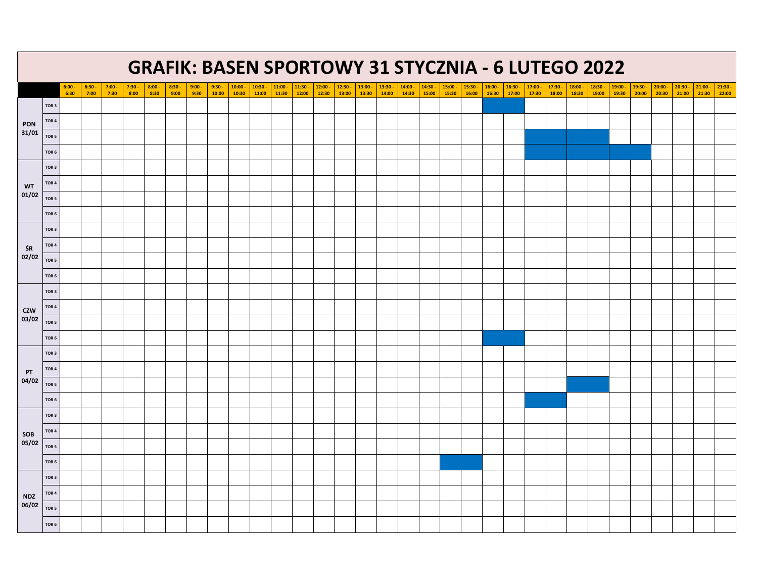# GRAFIK: BASEN SPORTOWY 31 STYCZNIA - 6 LUTEGO 2022

| | | 6:00 - 6:30 | 6:30 - 7:00 | 7:00 - 7:30 | 7:30 - 8:00 | 8:00 - 8:30 | 8:30 - 9:00 | 9:00 - 9:30 | 9:30 - 10:00 | 10:00 - 10:30 | 10:30 - 11:00 | 11:00 - 11:30 | 11:30 - 12:00 | 12:00 - 12:30 | 12:30 - 13:00 | 13:00 - 13:30 | 13:30 - 14:00 | 14:00 - 14:30 | 14:30 - 15:00 | 15:00 - 15:30 | 15:30 - 16:00 | 16:00 - 16:30 | 16:30 - 17:00 | 17:00 - 17:30 | 17:30 - 18:00 | 18:00 - 18:30 | 18:30 - 19:00 | 19:00 - 19:30 | 19:30 - 20:00 | 20:00 - 20:30 | 20:30 - 21:00 | 21:00 - 21:30 | 21:30 - 22:00 |
|---|---|---|---|---|---|---|---|---|---|---|---|---|---|---|---|---|---|---|---|---|---|---|---|---|---|---|---|---|---|---|---|---|---|
| PON 31/01 | TOR 3 | | | | | | | | | | | | | | | | | | | | | ■ | ■ | | | | | | | | | | |
| | TOR 4 | | | | | | | | | | | | | | | | | | | | | | | | | | | | | | | | |
| | TOR 5 | | | | | | | | | | | | | | | | | | | | | | | ■ | ■ | ■ | ■ | | | | | | |
| | TOR 6 | | | | | | | | | | | | | | | | | | | | | | | ■ | ■ | ■ | ■ | ■ | ■ | | | | |
| WT 01/02 | TOR 3 | | | | | | | | | | | | | | | | | | | | | | | | | | | | | | | | |
| | TOR 4 | | | | | | | | | | | | | | | | | | | | | | | | | | | | | | | | |
| | TOR 5 | | | | | | | | | | | | | | | | | | | | | | | | | | | | | | | | |
| | TOR 6 | | | | | | | | | | | | | | | | | | | | | | | | | | | | | | | | |
| ŚR 02/02 | TOR 3 | | | | | | | | | | | | | | | | | | | | | | | | | | | | | | | | |
| | TOR 4 | | | | | | | | | | | | | | | | | | | | | | | | | | | | | | | | |
| | TOR 5 | | | | | | | | | | | | | | | | | | | | | | | | | | | | | | | | |
| | TOR 6 | | | | | | | | | | | | | | | | | | | | | | | | | | | | | | | | |
| CZW 03/02 | TOR 3 | | | | | | | | | | | | | | | | | | | | | | | | | | | | | | | | |
| | TOR 4 | | | | | | | | | | | | | | | | | | | | | | | | | | | | | | | | |
| | TOR 5 | | | | | | | | | | | | | | | | | | | | | | | | | | | | | | | | |
| | TOR 6 | | | | | | | | | | | | | | | | | | | | | ■ | ■ | | | | | | | | | | |
| PT 04/02 | TOR 3 | | | | | | | | | | | | | | | | | | | | | | | | | | | | | | | | |
| | TOR 4 | | | | | | | | | | | | | | | | | | | | | | | | | | | | | | | | |
| | TOR 5 | | | | | | | | | | | | | | | | | | | | | | | | | ■ | ■ | | | | | | |
| | TOR 6 | | | | | | | | | | | | | | | | | | | | | | | ■ | ■ | | | | | | | | |
| SOB 05/02 | TOR 3 | | | | | | | | | | | | | | | | | | | | | | | | | | | | | | | | |
| | TOR 4 | | | | | | | | | | | | | | | | | | | | | | | | | | | | | | | | |
| | TOR 5 | | | | | | | | | | | | | | | | | | | | | | | | | | | | | | | | |
| | TOR 6 | | | | | | | | | | | | | | | | | | | ■ | ■ | | | | | | | | | | | | |
| NDZ 06/02 | TOR 3 | | | | | | | | | | | | | | | | | | | | | | | | | | | | | | | | |
| | TOR 4 | | | | | | | | | | | | | | | | | | | | | | | | | | | | | | | | |
| | TOR 5 | | | | | | | | | | | | | | | | | | | | | | | | | | | | | | | | |
| | TOR 6 | | | | | | | | | | | | | | | | | | | | | | | | | | | | | | | | |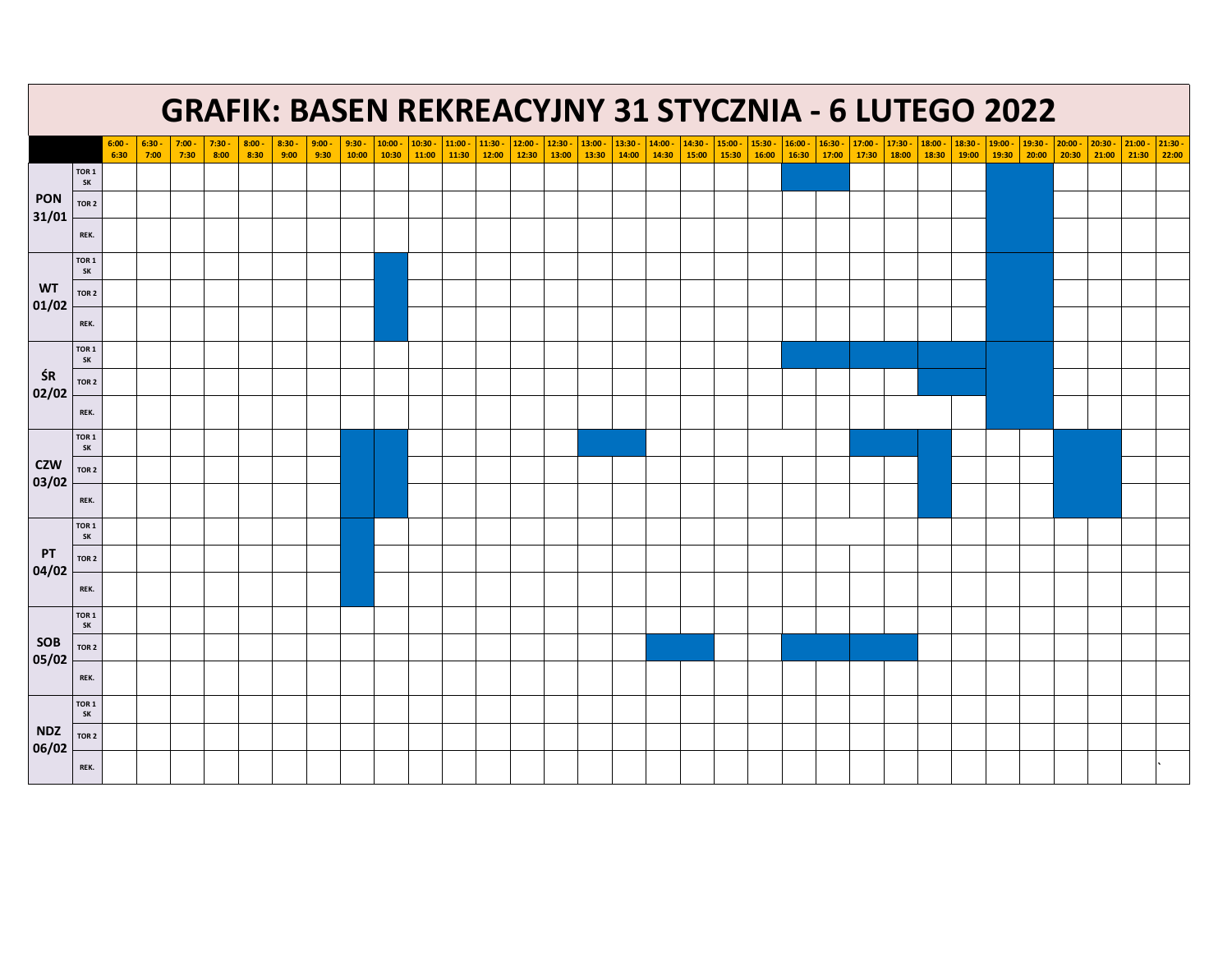# GRAFIK: BASEN REKREACYJNY 31 STYCZNIA - 6 LUTEGO 2022

| | | 6:00 - 6:30 | 6:30 - 7:00 | 7:00 - 7:30 | 7:30 - 8:00 | 8:00 - 8:30 | 8:30 - 9:00 | 9:00 - 9:30 | 9:30 - 10:00 | 10:00 - 10:30 | 10:30 - 11:00 | 11:00 - 11:30 | 11:30 - 12:00 | 12:00 - 12:30 | 12:30 - 13:00 | 13:00 - 13:30 | 13:30 - 14:00 | 14:00 - 14:30 | 14:30 - 15:00 | 15:00 - 15:30 | 15:30 - 16:00 | 16:00 - 16:30 | 16:30 - 17:00 | 17:00 - 17:30 | 17:30 - 18:00 | 18:00 - 18:30 | 18:30 - 19:00 | 19:00 - 19:30 | 19:30 - 20:00 | 20:00 - 20:30 | 20:30 - 21:00 | 21:00 - 21:30 | 21:30 - 22:00 |
|---|---|---|---|---|---|---|---|---|---|---|---|---|---|---|---|---|---|---|---|---|---|---|---|---|---|---|---|---|---|---|---|---|---|
| PON 31/01 | TOR 1 SK | | | | | | | | | | | | | | | | | | | | | | | | | | | | | | | | |
| | TOR 2 | | | | | | | | | | | | | | | | | | | | | | | | | | | | | | | | |
| | REK. | | | | | | | | | | | | | | | | | | | | | | | | | | | | | | | | |
| WT 01/02 | TOR 1 SK | | | | | | | | | | | | | | | | | | | | | | | | | | | | | | | | |
| | TOR 2 | | | | | | | | | | | | | | | | | | | | | | | | | | | | | | | | |
| | REK. | | | | | | | | | | | | | | | | | | | | | | | | | | | | | | | | |
| ŚR 02/02 | TOR 1 SK | | | | | | | | | | | | | | | | | | | | | | | | | | | | | | | | |
| | TOR 2 | | | | | | | | | | | | | | | | | | | | | | | | | | | | | | | | |
| | REK. | | | | | | | | | | | | | | | | | | | | | | | | | | | | | | | | |
| CZW 03/02 | TOR 1 SK | | | | | | | | | | | | | | | | | | | | | | | | | | | | | | | | |
| | TOR 2 | | | | | | | | | | | | | | | | | | | | | | | | | | | | | | | | |
| | REK. | | | | | | | | | | | | | | | | | | | | | | | | | | | | | | | | |
| PT 04/02 | TOR 1 SK | | | | | | | | | | | | | | | | | | | | | | | | | | | | | | | | |
| | TOR 2 | | | | | | | | | | | | | | | | | | | | | | | | | | | | | | | | |
| | REK. | | | | | | | | | | | | | | | | | | | | | | | | | | | | | | | | |
| SOB 05/02 | TOR 1 SK | | | | | | | | | | | | | | | | | | | | | | | | | | | | | | | | |
| | TOR 2 | | | | | | | | | | | | | | | | | | | | | | | | | | | | | | | | |
| | REK. | | | | | | | | | | | | | | | | | | | | | | | | | | | | | | | | |
| NDZ 06/02 | TOR 1 SK | | | | | | | | | | | | | | | | | | | | | | | | | | | | | | | | |
| | TOR 2 | | | | | | | | | | | | | | | | | | | | | | | | | | | | | | | | |
| | REK. | | | | | | | | | | | | | | | | | | | | | | | | | | | | | | | | ` |